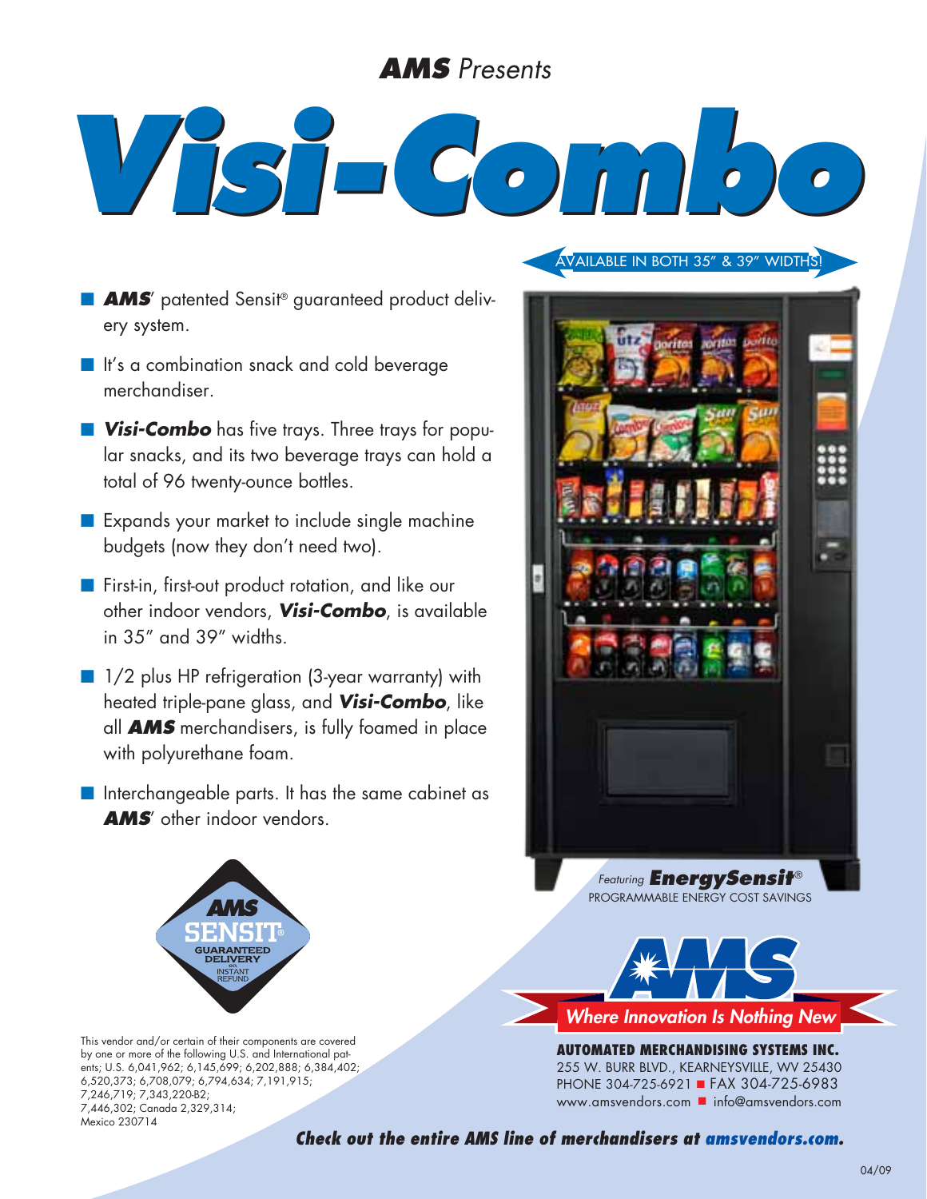*AMS Presents*

# *Visi-Combo*

AVAILABLE IN BOTH 35″ & 39″ WIDTHS!

- ***AMS'*** patented Sensit® guaranteed product delivery system.
- It's a combination snack and cold beverage merchandiser.
- ***Visi-Combo*** has five trays. Three trays for popular snacks, and its two beverage trays can hold a total of 96 twenty-ounce bottles.
- Expands your market to include single machine budgets (now they don't need two).
- First-in, first-out product rotation, and like our other indoor vendors, ***Visi-Combo***, is available in 35″ and 39″ widths.
- 1/2 plus HP refrigeration (3-year warranty) with heated triple-pane glass, and ***Visi-Combo***, like all ***AMS*** merchandisers, is fully foamed in place with polyurethane foam.
- Interchangeable parts. It has the same cabinet as ***AMS'*** other indoor vendors.

AMS SENSIT® GUARANTEED DELIVERY OR INSTANT REFUND

*Featuring* ***EnergySensit®***
PROGRAMMABLE ENERGY COST SAVINGS

AMS
*Where Innovation Is Nothing New*

This vendor and/or certain of their components are covered by one or more of the following U.S. and International patents; U.S. 6,041,962; 6,145,699; 6,202,888; 6,384,402; 6,520,373; 6,708,079; 6,794,634; 7,191,915; 7,246,719; 7,343,220-B2; 7,446,302; Canada 2,329,314; Mexico 230714

**AUTOMATED MERCHANDISING SYSTEMS INC.**
255 W. BURR BLVD., KEARNEYSVILLE, WV 25430
PHONE 304-725-6921 ■ FAX 304-725-6983
www.amsvendors.com ■ info@amsvendors.com

***Check out the entire AMS line of merchandisers at amsvendors.com.***

04/09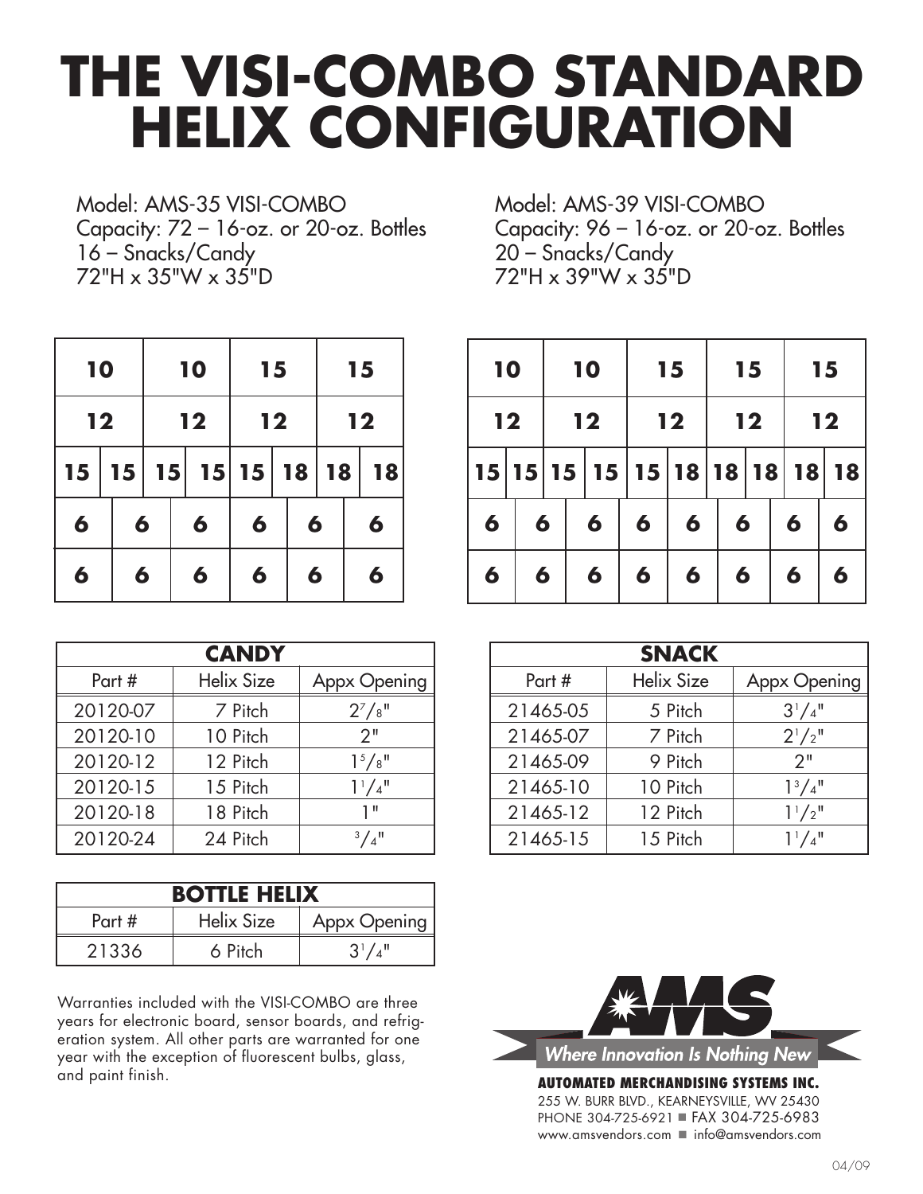# THE VISI-COMBO STANDARD HELIX CONFIGURATION

Model: AMS-35 VISI-COMBO
Capacity: 72 – 16-oz. or 20-oz. Bottles
16 – Snacks/Candy
72"H x 35"W x 35"D

| | | | | | | | |
|---|---|---|---|---|---|---|---|
| 10 | | 10 | | 15 | | 15 | |
| 12 | | 12 | | 12 | | 12 | |
| 15 | 15 | 15 | 15 | 15 | 18 | 18 | 18 |
| 6 | 6 | 6 | 6 | 6 | 6 | | |
| 6 | 6 | 6 | 6 | 6 | 6 | | |

Model: AMS-39 VISI-COMBO
Capacity: 96 – 16-oz. or 20-oz. Bottles
20 – Snacks/Candy
72"H x 39"W x 35"D

| | | | | | | | | | |
|---|---|---|---|---|---|---|---|---|---|
| 10 | | 10 | | 15 | | 15 | | 15 | |
| 12 | | 12 | | 12 | | 12 | | 12 | |
| 15 | 15 | 15 | 15 | 15 | 18 | 18 | 18 | 18 | 18 |
| 6 | 6 | 6 | 6 | 6 | 6 | 6 | 6 | | |
| 6 | 6 | 6 | 6 | 6 | 6 | 6 | 6 | | |

| CANDY | | |
|---|---|---|
| Part # | Helix Size | Appx Opening |
| 20120-07 | 7 Pitch | 2 7/8" |
| 20120-10 | 10 Pitch | 2" |
| 20120-12 | 12 Pitch | 1 5/8" |
| 20120-15 | 15 Pitch | 1 1/4" |
| 20120-18 | 18 Pitch | 1" |
| 20120-24 | 24 Pitch | 3/4" |

| SNACK | | |
|---|---|---|
| Part # | Helix Size | Appx Opening |
| 21465-05 | 5 Pitch | 3 1/4" |
| 21465-07 | 7 Pitch | 2 1/2" |
| 21465-09 | 9 Pitch | 2" |
| 21465-10 | 10 Pitch | 1 3/4" |
| 21465-12 | 12 Pitch | 1 1/2" |
| 21465-15 | 15 Pitch | 1 1/4" |

| BOTTLE HELIX | | |
|---|---|---|
| Part # | Helix Size | Appx Opening |
| 21336 | 6 Pitch | 3 1/4" |

Warranties included with the VISI-COMBO are three years for electronic board, sensor boards, and refrigeration system. All other parts are warranted for one year with the exception of fluorescent bulbs, glass, and paint finish.

AMS
*Where Innovation Is Nothing New*

**AUTOMATED MERCHANDISING SYSTEMS INC.**
255 W. BURR BLVD., KEARNEYSVILLE, WV 25430
PHONE 304-725-6921 ■ FAX 304-725-6983
www.amsvendors.com ■ info@amsvendors.com

04/09